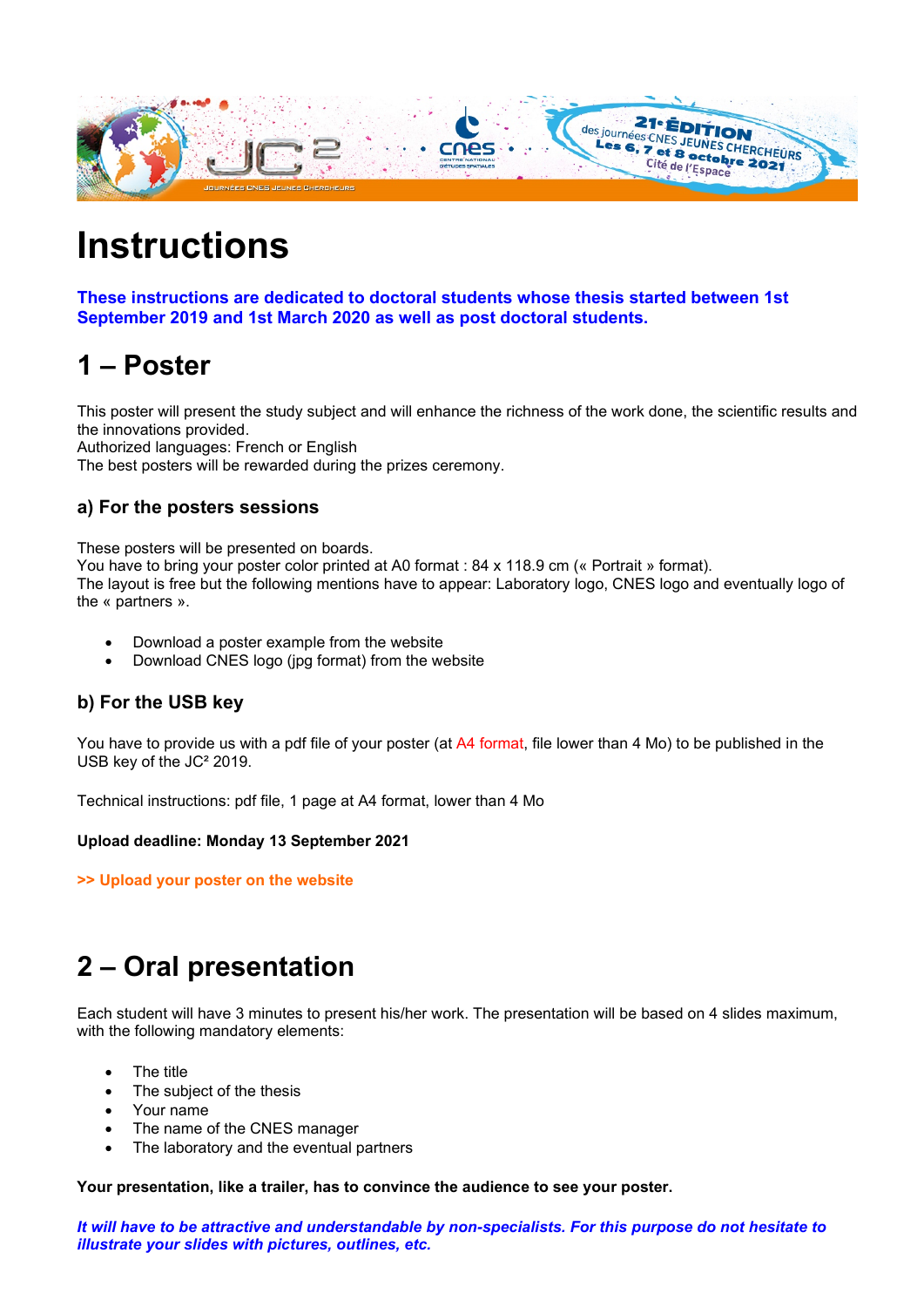# Instructions

**These instructions are dedicated to doctoral students whose thesis started between 1st September 2019 and 1st March 2020 as well as post doctoral students.**

# 1 – Poster

This poster will present the study subject and will enhance the richness of the work done, the scientific results and the innovations provided.
Authorized languages: French or English
The best posters will be rewarded during the prizes ceremony.

### a) For the posters sessions

These posters will be presented on boards.
You have to bring your poster color printed at A0 format : 84 x 118.9 cm (« Portrait » format).
The layout is free but the following mentions have to appear: Laboratory logo, CNES logo and eventually logo of the « partners ».

- Download a poster example from the website
- Download CNES logo (jpg format) from the website

### b) For the USB key

You have to provide us with a pdf file of your poster (at A4 format, file lower than 4 Mo) to be published in the USB key of the JC² 2019.

Technical instructions: pdf file, 1 page at A4 format, lower than 4 Mo

**Upload deadline: Monday 13 September 2021**

**>> Upload your poster on the website**

# 2 – Oral presentation

Each student will have 3 minutes to present his/her work. The presentation will be based on 4 slides maximum, with the following mandatory elements:

- The title
- The subject of the thesis
- Your name
- The name of the CNES manager
- The laboratory and the eventual partners

**Your presentation, like a trailer, has to convince the audience to see your poster.**

***It will have to be attractive and understandable by non-specialists. For this purpose do not hesitate to illustrate your slides with pictures, outlines, etc.***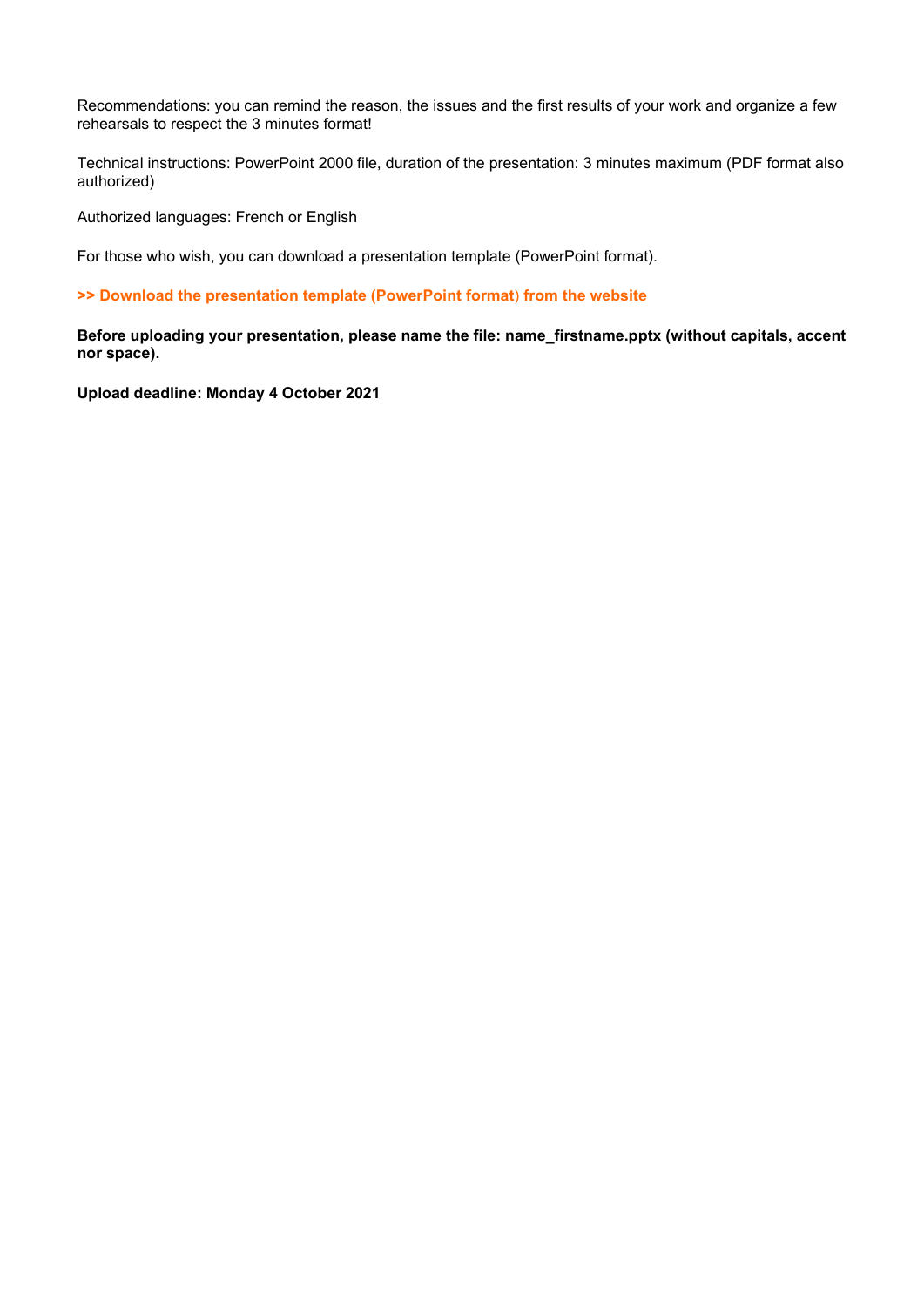Recommendations: you can remind the reason, the issues and the first results of your work and organize a few rehearsals to respect the 3 minutes format!

Technical instructions: PowerPoint 2000 file, duration of the presentation: 3 minutes maximum (PDF format also authorized)

Authorized languages: French or English

For those who wish, you can download a presentation template (PowerPoint format).

**>> Download the presentation template (PowerPoint format) from the website**

**Before uploading your presentation, please name the file: name_firstname.pptx (without capitals, accent nor space).**

**Upload deadline: Monday 4 October 2021**